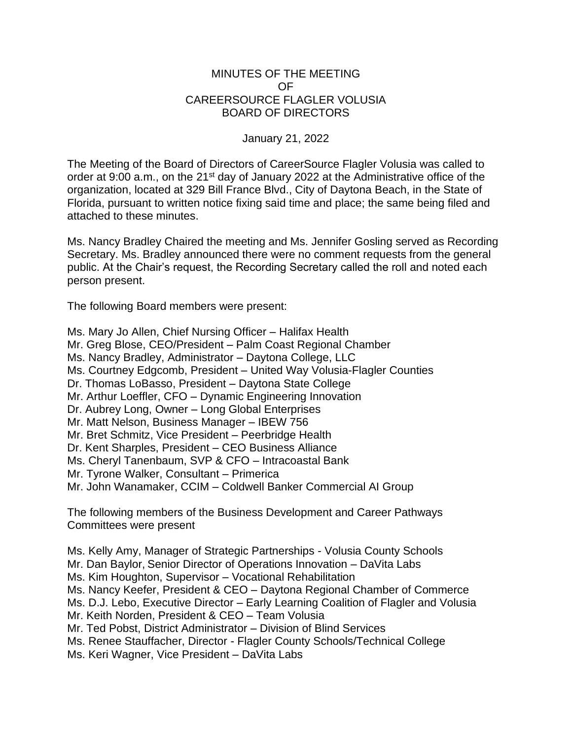# MINUTES OF THE MEETING OF CAREERSOURCE FLAGLER VOLUSIA BOARD OF DIRECTORS

January 21, 2022

The Meeting of the Board of Directors of CareerSource Flagler Volusia was called to order at 9:00 a.m., on the 21st day of January 2022 at the Administrative office of the organization, located at 329 Bill France Blvd., City of Daytona Beach, in the State of Florida, pursuant to written notice fixing said time and place; the same being filed and attached to these minutes.

Ms. Nancy Bradley Chaired the meeting and Ms. Jennifer Gosling served as Recording Secretary. Ms. Bradley announced there were no comment requests from the general public. At the Chair's request, the Recording Secretary called the roll and noted each person present.

The following Board members were present:

Ms. Mary Jo Allen, Chief Nursing Officer – Halifax Health
Mr. Greg Blose, CEO/President – Palm Coast Regional Chamber
Ms. Nancy Bradley, Administrator – Daytona College, LLC
Ms. Courtney Edgcomb, President – United Way Volusia-Flagler Counties
Dr. Thomas LoBasso, President – Daytona State College
Mr. Arthur Loeffler, CFO – Dynamic Engineering Innovation
Dr. Aubrey Long, Owner – Long Global Enterprises
Mr. Matt Nelson, Business Manager – IBEW 756
Mr. Bret Schmitz, Vice President – Peerbridge Health
Dr. Kent Sharples, President – CEO Business Alliance
Ms. Cheryl Tanenbaum, SVP & CFO – Intracoastal Bank
Mr. Tyrone Walker, Consultant – Primerica
Mr. John Wanamaker, CCIM – Coldwell Banker Commercial AI Group

The following members of the Business Development and Career Pathways Committees were present

Ms. Kelly Amy, Manager of Strategic Partnerships - Volusia County Schools
Mr. Dan Baylor, Senior Director of Operations Innovation – DaVita Labs
Ms. Kim Houghton, Supervisor – Vocational Rehabilitation
Ms. Nancy Keefer, President & CEO – Daytona Regional Chamber of Commerce
Ms. D.J. Lebo, Executive Director – Early Learning Coalition of Flagler and Volusia
Mr. Keith Norden, President & CEO – Team Volusia
Mr. Ted Pobst, District Administrator – Division of Blind Services
Ms. Renee Stauffacher, Director - Flagler County Schools/Technical College
Ms. Keri Wagner, Vice President – DaVita Labs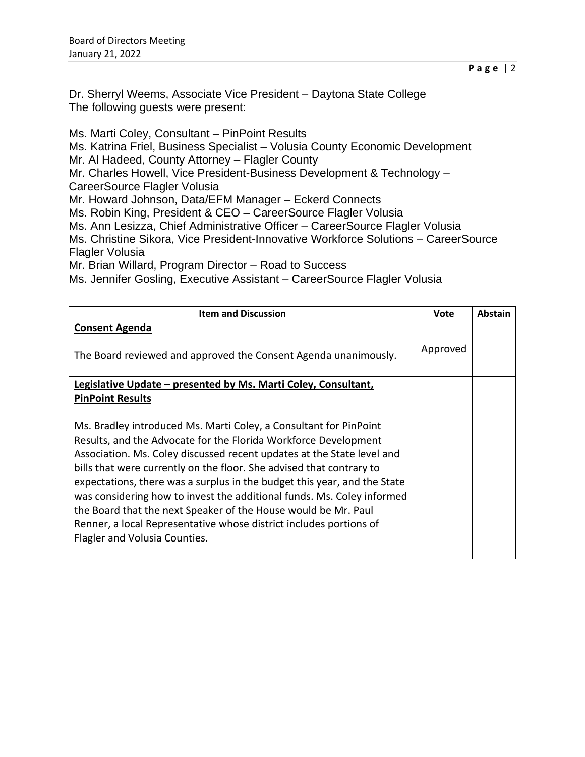Dr. Sherryl Weems, Associate Vice President – Daytona State College
The following guests were present:

Ms. Marti Coley, Consultant – PinPoint Results
Ms. Katrina Friel, Business Specialist – Volusia County Economic Development
Mr. Al Hadeed, County Attorney – Flagler County
Mr. Charles Howell, Vice President-Business Development & Technology – CareerSource Flagler Volusia
Mr. Howard Johnson, Data/EFM Manager – Eckerd Connects
Ms. Robin King, President & CEO – CareerSource Flagler Volusia
Ms. Ann Lesizza, Chief Administrative Officer – CareerSource Flagler Volusia
Ms. Christine Sikora, Vice President-Innovative Workforce Solutions – CareerSource Flagler Volusia
Mr. Brian Willard, Program Director – Road to Success
Ms. Jennifer Gosling, Executive Assistant – CareerSource Flagler Volusia

| Item and Discussion | Vote | Abstain |
|---|---|---|
| **Consent Agenda**<br><br>The Board reviewed and approved the Consent Agenda unanimously. | Approved | |
| **Legislative Update – presented by Ms. Marti Coley, Consultant, PinPoint Results**<br><br>Ms. Bradley introduced Ms. Marti Coley, a Consultant for PinPoint Results, and the Advocate for the Florida Workforce Development Association. Ms. Coley discussed recent updates at the State level and bills that were currently on the floor. She advised that contrary to expectations, there was a surplus in the budget this year, and the State was considering how to invest the additional funds. Ms. Coley informed the Board that the next Speaker of the House would be Mr. Paul Renner, a local Representative whose district includes portions of Flagler and Volusia Counties. | | |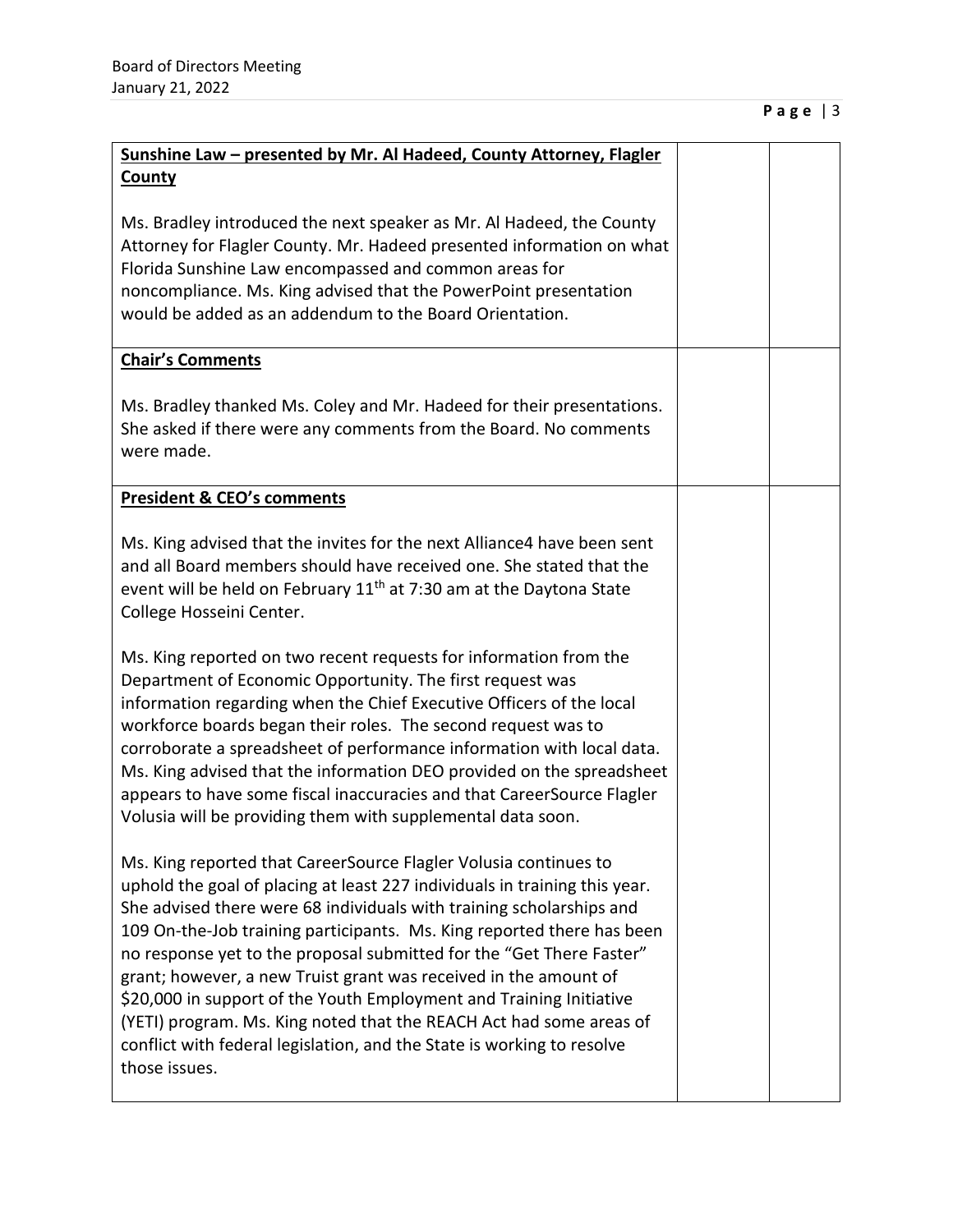| **Sunshine Law – presented by Mr. Al Hadeed, County Attorney, Flagler County**<br><br>Ms. Bradley introduced the next speaker as Mr. Al Hadeed, the County Attorney for Flagler County. Mr. Hadeed presented information on what Florida Sunshine Law encompassed and common areas for noncompliance. Ms. King advised that the PowerPoint presentation would be added as an addendum to the Board Orientation. | | |
|---|---|---|
| **Chair's Comments**<br><br>Ms. Bradley thanked Ms. Coley and Mr. Hadeed for their presentations. She asked if there were any comments from the Board. No comments were made. | | |
| **President & CEO's comments**<br><br>Ms. King advised that the invites for the next Alliance4 have been sent and all Board members should have received one. She stated that the event will be held on February 11th at 7:30 am at the Daytona State College Hosseini Center.<br><br>Ms. King reported on two recent requests for information from the Department of Economic Opportunity. The first request was information regarding when the Chief Executive Officers of the local workforce boards began their roles. The second request was to corroborate a spreadsheet of performance information with local data. Ms. King advised that the information DEO provided on the spreadsheet appears to have some fiscal inaccuracies and that CareerSource Flagler Volusia will be providing them with supplemental data soon.<br><br>Ms. King reported that CareerSource Flagler Volusia continues to uphold the goal of placing at least 227 individuals in training this year. She advised there were 68 individuals with training scholarships and 109 On-the-Job training participants. Ms. King reported there has been no response yet to the proposal submitted for the "Get There Faster" grant; however, a new Truist grant was received in the amount of $20,000 in support of the Youth Employment and Training Initiative (YETI) program. Ms. King noted that the REACH Act had some areas of conflict with federal legislation, and the State is working to resolve those issues. | | |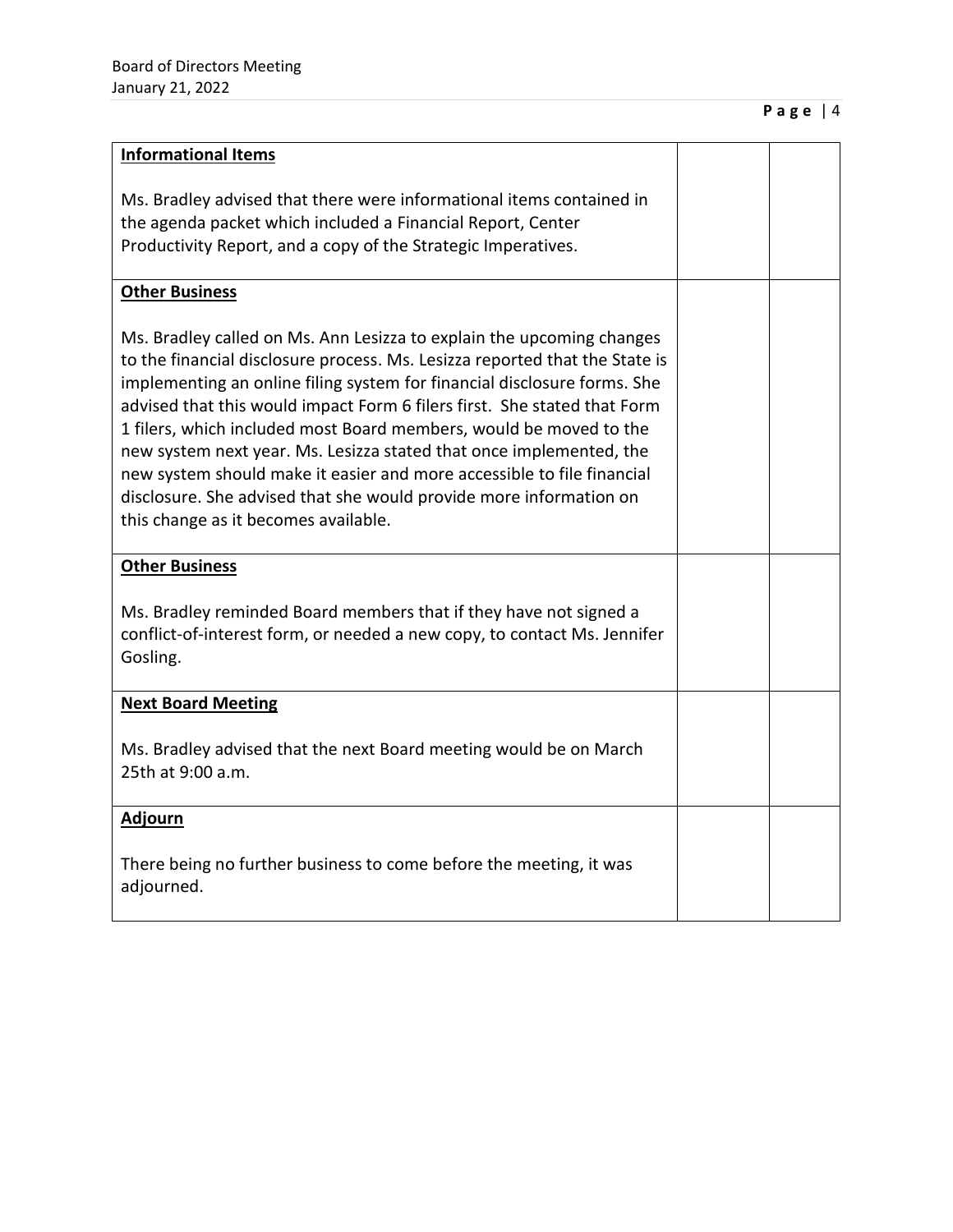| | | |
|---|---|---|
| **Informational Items**<br><br>Ms. Bradley advised that there were informational items contained in the agenda packet which included a Financial Report, Center Productivity Report, and a copy of the Strategic Imperatives. | | |
| **Other Business**<br><br>Ms. Bradley called on Ms. Ann Lesizza to explain the upcoming changes to the financial disclosure process. Ms. Lesizza reported that the State is implementing an online filing system for financial disclosure forms. She advised that this would impact Form 6 filers first. She stated that Form 1 filers, which included most Board members, would be moved to the new system next year. Ms. Lesizza stated that once implemented, the new system should make it easier and more accessible to file financial disclosure. She advised that she would provide more information on this change as it becomes available. | | |
| **Other Business**<br><br>Ms. Bradley reminded Board members that if they have not signed a conflict-of-interest form, or needed a new copy, to contact Ms. Jennifer Gosling. | | |
| **Next Board Meeting**<br><br>Ms. Bradley advised that the next Board meeting would be on March 25th at 9:00 a.m. | | |
| **Adjourn**<br><br>There being no further business to come before the meeting, it was adjourned. | | |